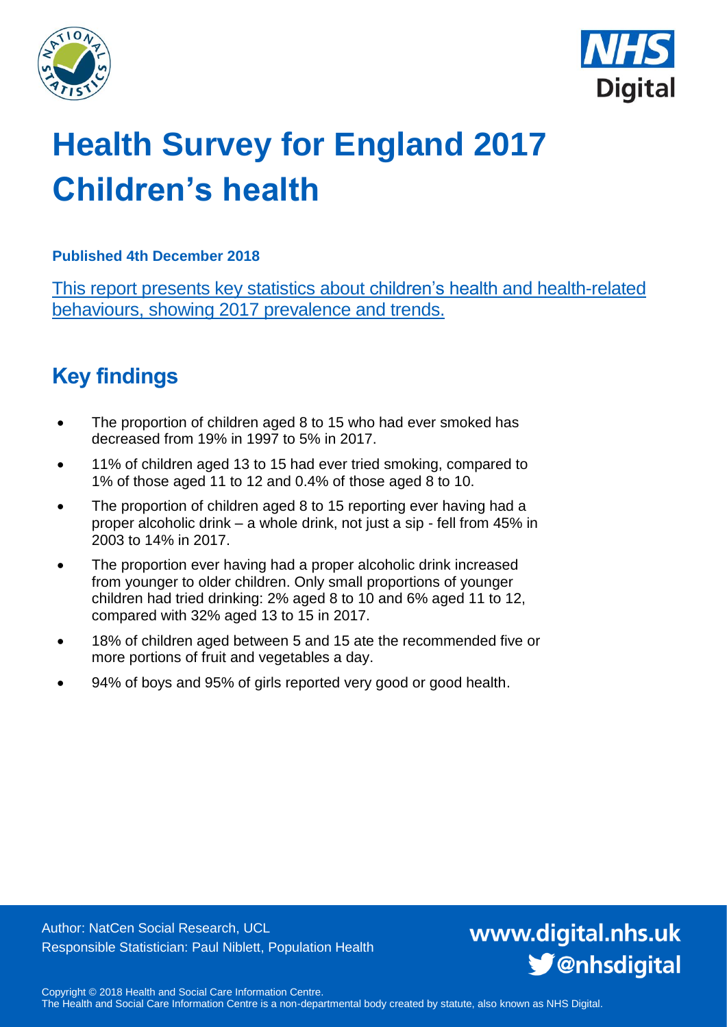# Health Survey for England 2017 Children's health

**Published 4th December 2018**

This report presents key statistics about children's health and health-related behaviours, showing 2017 prevalence and trends.

## Key findings

- The proportion of children aged 8 to 15 who had ever smoked has decreased from 19% in 1997 to 5% in 2017.
- 11% of children aged 13 to 15 had ever tried smoking, compared to 1% of those aged 11 to 12 and 0.4% of those aged 8 to 10.
- The proportion of children aged 8 to 15 reporting ever having had a proper alcoholic drink – a whole drink, not just a sip - fell from 45% in 2003 to 14% in 2017.
- The proportion ever having had a proper alcoholic drink increased from younger to older children. Only small proportions of younger children had tried drinking: 2% aged 8 to 10 and 6% aged 11 to 12, compared with 32% aged 13 to 15 in 2017.
- 18% of children aged between 5 and 15 ate the recommended five or more portions of fruit and vegetables a day.
- 94% of boys and 95% of girls reported very good or good health.

Author: NatCen Social Research, UCL
Responsible Statistician: Paul Niblett, Population Health

www.digital.nhs.uk
@nhsdigital

Copyright © 2018 Health and Social Care Information Centre.
The Health and Social Care Information Centre is a non-departmental body created by statute, also known as NHS Digital.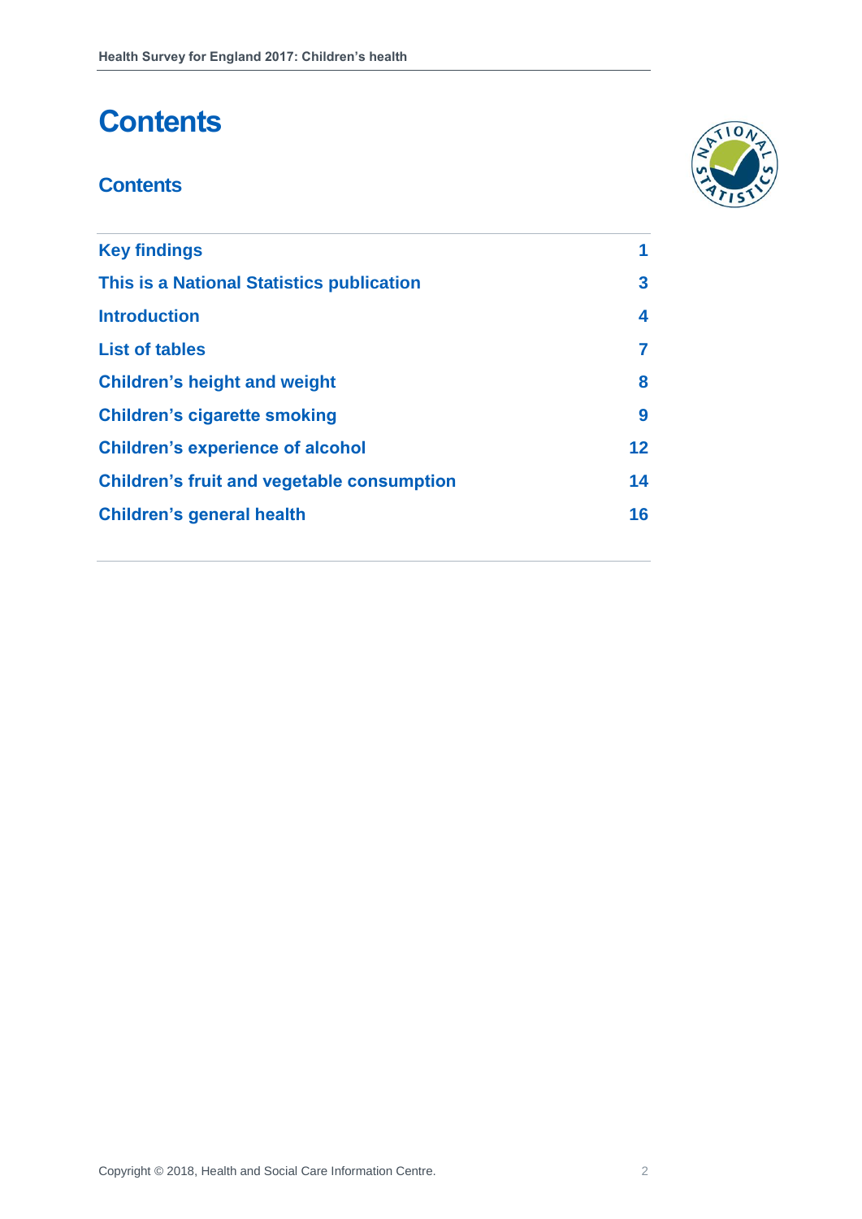# Contents

## Contents

| | |
|---|---|
| **Key findings** | **1** |
| **This is a National Statistics publication** | **3** |
| **Introduction** | **4** |
| **List of tables** | **7** |
| **Children's height and weight** | **8** |
| **Children's cigarette smoking** | **9** |
| **Children's experience of alcohol** | **12** |
| **Children's fruit and vegetable consumption** | **14** |
| **Children's general health** | **16** |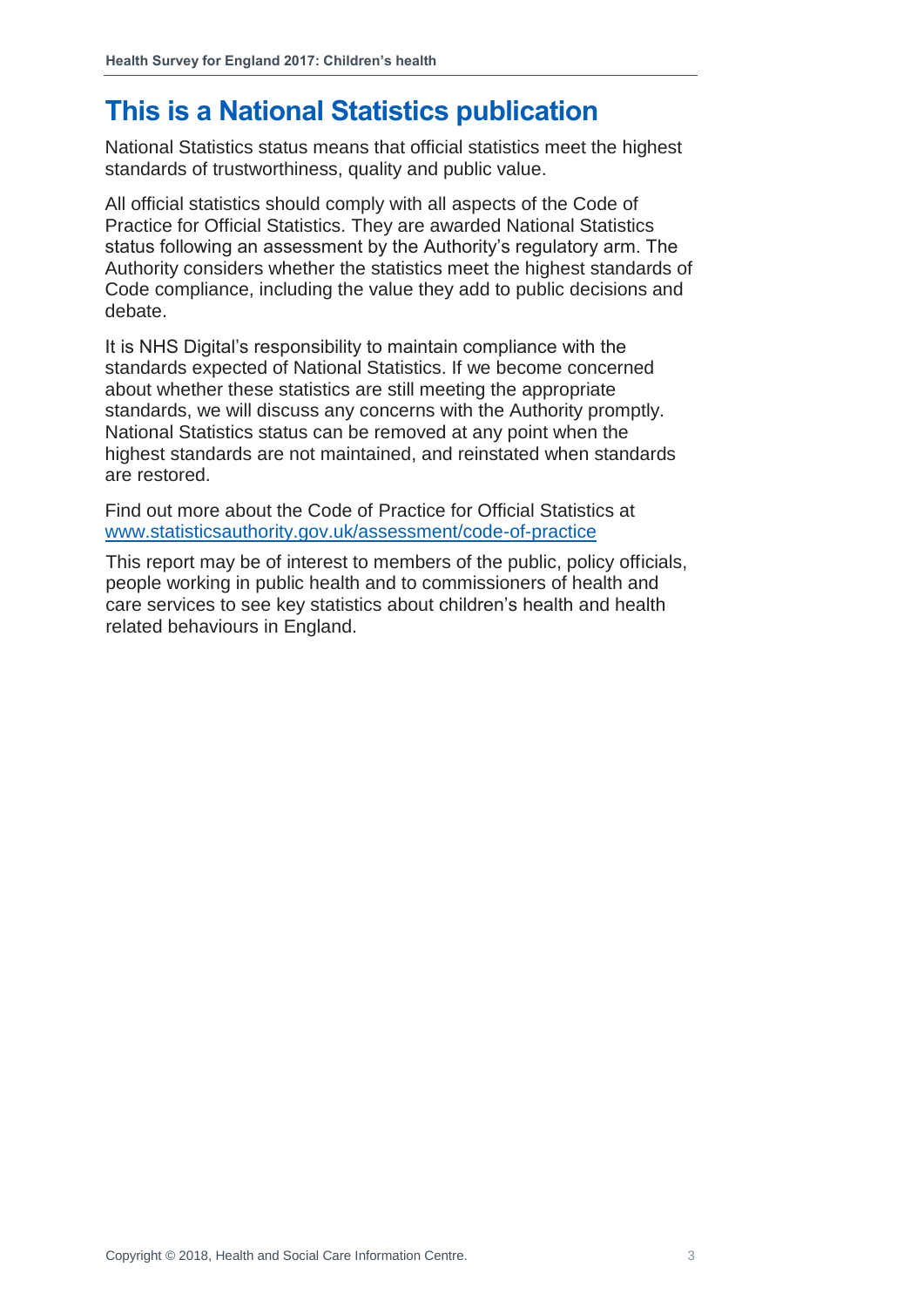# This is a National Statistics publication

National Statistics status means that official statistics meet the highest standards of trustworthiness, quality and public value.

All official statistics should comply with all aspects of the Code of Practice for Official Statistics. They are awarded National Statistics status following an assessment by the Authority's regulatory arm. The Authority considers whether the statistics meet the highest standards of Code compliance, including the value they add to public decisions and debate.

It is NHS Digital's responsibility to maintain compliance with the standards expected of National Statistics. If we become concerned about whether these statistics are still meeting the appropriate standards, we will discuss any concerns with the Authority promptly. National Statistics status can be removed at any point when the highest standards are not maintained, and reinstated when standards are restored.

Find out more about the Code of Practice for Official Statistics at [www.statisticsauthority.gov.uk/assessment/code-of-practice](www.statisticsauthority.gov.uk/assessment/code-of-practice)

This report may be of interest to members of the public, policy officials, people working in public health and to commissioners of health and care services to see key statistics about children's health and health related behaviours in England.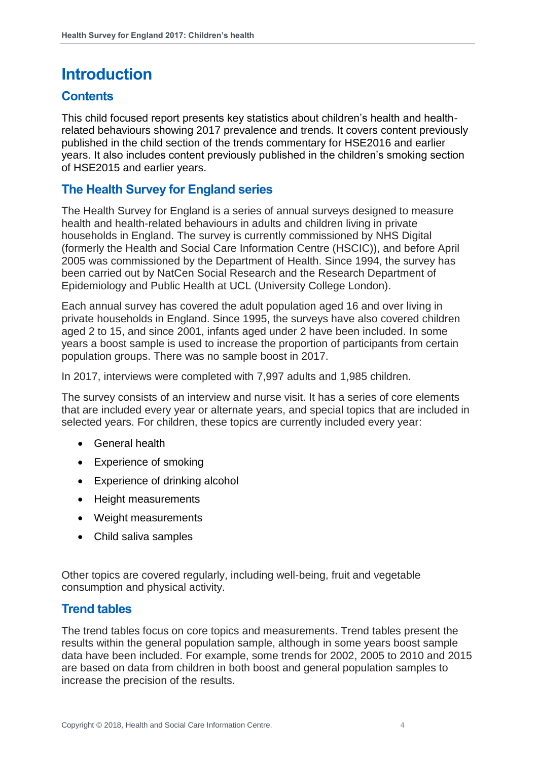# Introduction

## Contents

This child focused report presents key statistics about children's health and health-related behaviours showing 2017 prevalence and trends. It covers content previously published in the child section of the trends commentary for HSE2016 and earlier years. It also includes content previously published in the children's smoking section of HSE2015 and earlier years.

## The Health Survey for England series

The Health Survey for England is a series of annual surveys designed to measure health and health-related behaviours in adults and children living in private households in England. The survey is currently commissioned by NHS Digital (formerly the Health and Social Care Information Centre (HSCIC)), and before April 2005 was commissioned by the Department of Health. Since 1994, the survey has been carried out by NatCen Social Research and the Research Department of Epidemiology and Public Health at UCL (University College London).

Each annual survey has covered the adult population aged 16 and over living in private households in England. Since 1995, the surveys have also covered children aged 2 to 15, and since 2001, infants aged under 2 have been included. In some years a boost sample is used to increase the proportion of participants from certain population groups. There was no sample boost in 2017.

In 2017, interviews were completed with 7,997 adults and 1,985 children.

The survey consists of an interview and nurse visit. It has a series of core elements that are included every year or alternate years, and special topics that are included in selected years. For children, these topics are currently included every year:

- General health
- Experience of smoking
- Experience of drinking alcohol
- Height measurements
- Weight measurements
- Child saliva samples

Other topics are covered regularly, including well-being, fruit and vegetable consumption and physical activity.

## Trend tables

The trend tables focus on core topics and measurements. Trend tables present the results within the general population sample, although in some years boost sample data have been included. For example, some trends for 2002, 2005 to 2010 and 2015 are based on data from children in both boost and general population samples to increase the precision of the results.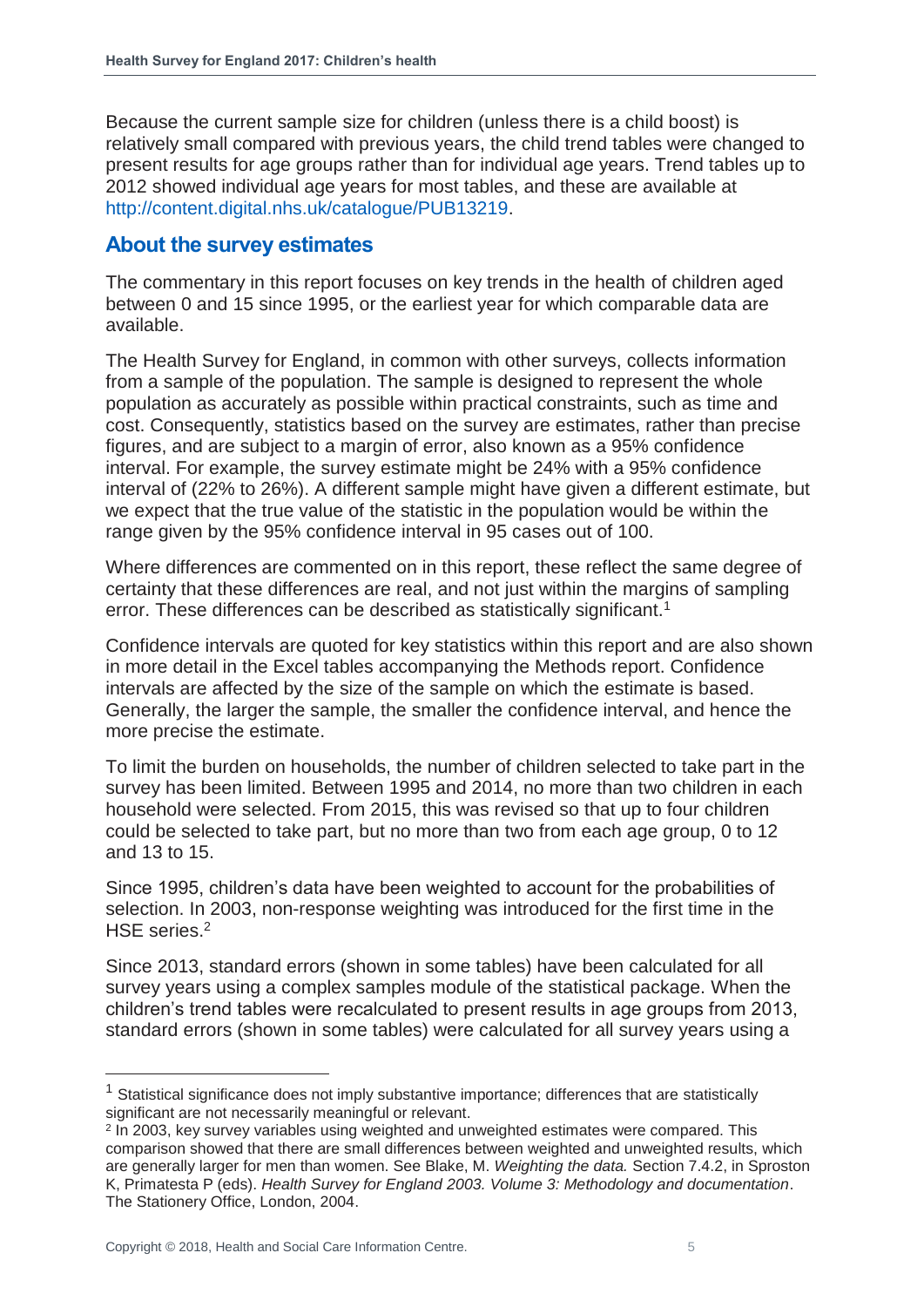Because the current sample size for children (unless there is a child boost) is relatively small compared with previous years, the child trend tables were changed to present results for age groups rather than for individual age years. Trend tables up to 2012 showed individual age years for most tables, and these are available at http://content.digital.nhs.uk/catalogue/PUB13219.

## About the survey estimates

The commentary in this report focuses on key trends in the health of children aged between 0 and 15 since 1995, or the earliest year for which comparable data are available.

The Health Survey for England, in common with other surveys, collects information from a sample of the population. The sample is designed to represent the whole population as accurately as possible within practical constraints, such as time and cost. Consequently, statistics based on the survey are estimates, rather than precise figures, and are subject to a margin of error, also known as a 95% confidence interval. For example, the survey estimate might be 24% with a 95% confidence interval of (22% to 26%). A different sample might have given a different estimate, but we expect that the true value of the statistic in the population would be within the range given by the 95% confidence interval in 95 cases out of 100.

Where differences are commented on in this report, these reflect the same degree of certainty that these differences are real, and not just within the margins of sampling error. These differences can be described as statistically significant.[1]

Confidence intervals are quoted for key statistics within this report and are also shown in more detail in the Excel tables accompanying the Methods report. Confidence intervals are affected by the size of the sample on which the estimate is based. Generally, the larger the sample, the smaller the confidence interval, and hence the more precise the estimate.

To limit the burden on households, the number of children selected to take part in the survey has been limited. Between 1995 and 2014, no more than two children in each household were selected. From 2015, this was revised so that up to four children could be selected to take part, but no more than two from each age group, 0 to 12 and 13 to 15.

Since 1995, children's data have been weighted to account for the probabilities of selection. In 2003, non-response weighting was introduced for the first time in the HSE series.[2]

Since 2013, standard errors (shown in some tables) have been calculated for all survey years using a complex samples module of the statistical package. When the children's trend tables were recalculated to present results in age groups from 2013, standard errors (shown in some tables) were calculated for all survey years using a

---

[1] Statistical significance does not imply substantive importance; differences that are statistically significant are not necessarily meaningful or relevant.

[2] In 2003, key survey variables using weighted and unweighted estimates were compared. This comparison showed that there are small differences between weighted and unweighted results, which are generally larger for men than women. See Blake, M. *Weighting the data.* Section 7.4.2, in Sproston K, Primatesta P (eds). *Health Survey for England 2003. Volume 3: Methodology and documentation*. The Stationery Office, London, 2004.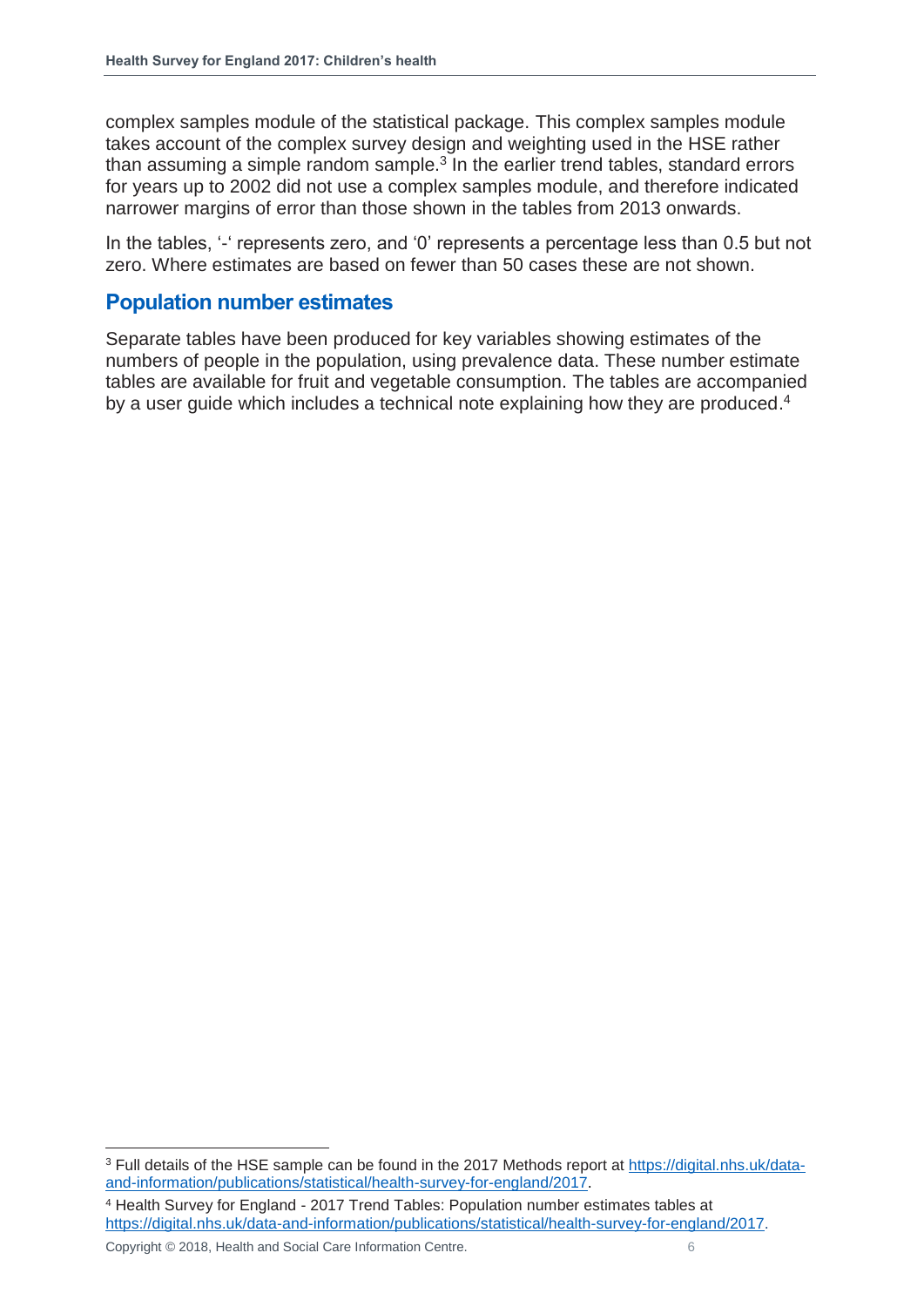complex samples module of the statistical package. This complex samples module takes account of the complex survey design and weighting used in the HSE rather than assuming a simple random sample.[3] In the earlier trend tables, standard errors for years up to 2002 did not use a complex samples module, and therefore indicated narrower margins of error than those shown in the tables from 2013 onwards.

In the tables, '-' represents zero, and '0' represents a percentage less than 0.5 but not zero. Where estimates are based on fewer than 50 cases these are not shown.

## Population number estimates

Separate tables have been produced for key variables showing estimates of the numbers of people in the population, using prevalence data. These number estimate tables are available for fruit and vegetable consumption. The tables are accompanied by a user guide which includes a technical note explaining how they are produced.[4]

---

[3] Full details of the HSE sample can be found in the 2017 Methods report at https://digital.nhs.uk/data-and-information/publications/statistical/health-survey-for-england/2017.

[4] Health Survey for England - 2017 Trend Tables: Population number estimates tables at https://digital.nhs.uk/data-and-information/publications/statistical/health-survey-for-england/2017.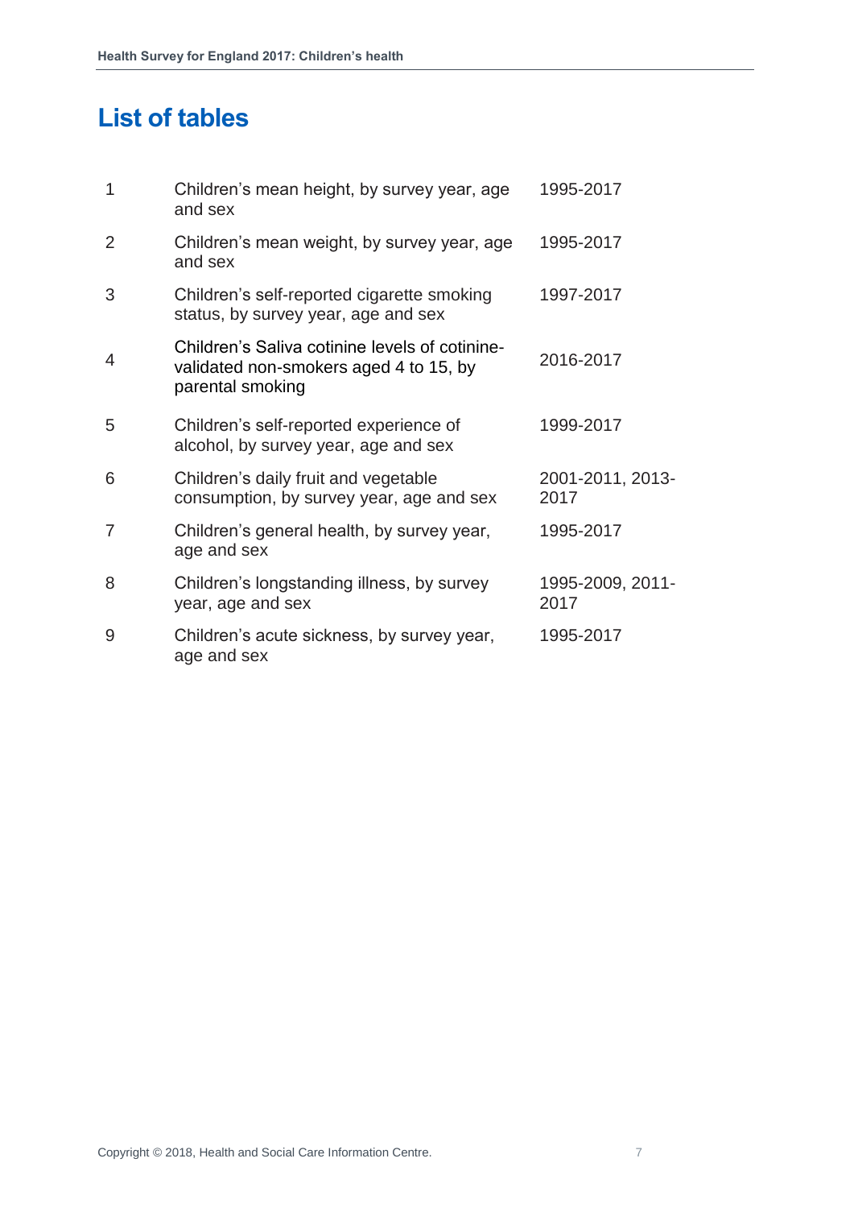# List of tables

| | | |
|---|---|---|
| 1 | Children's mean height, by survey year, age and sex | 1995-2017 |
| 2 | Children's mean weight, by survey year, age and sex | 1995-2017 |
| 3 | Children's self-reported cigarette smoking status, by survey year, age and sex | 1997-2017 |
| 4 | Children's Saliva cotinine levels of cotinine-validated non-smokers aged 4 to 15, by parental smoking | 2016-2017 |
| 5 | Children's self-reported experience of alcohol, by survey year, age and sex | 1999-2017 |
| 6 | Children's daily fruit and vegetable consumption, by survey year, age and sex | 2001-2011, 2013-2017 |
| 7 | Children's general health, by survey year, age and sex | 1995-2017 |
| 8 | Children's longstanding illness, by survey year, age and sex | 1995-2009, 2011-2017 |
| 9 | Children's acute sickness, by survey year, age and sex | 1995-2017 |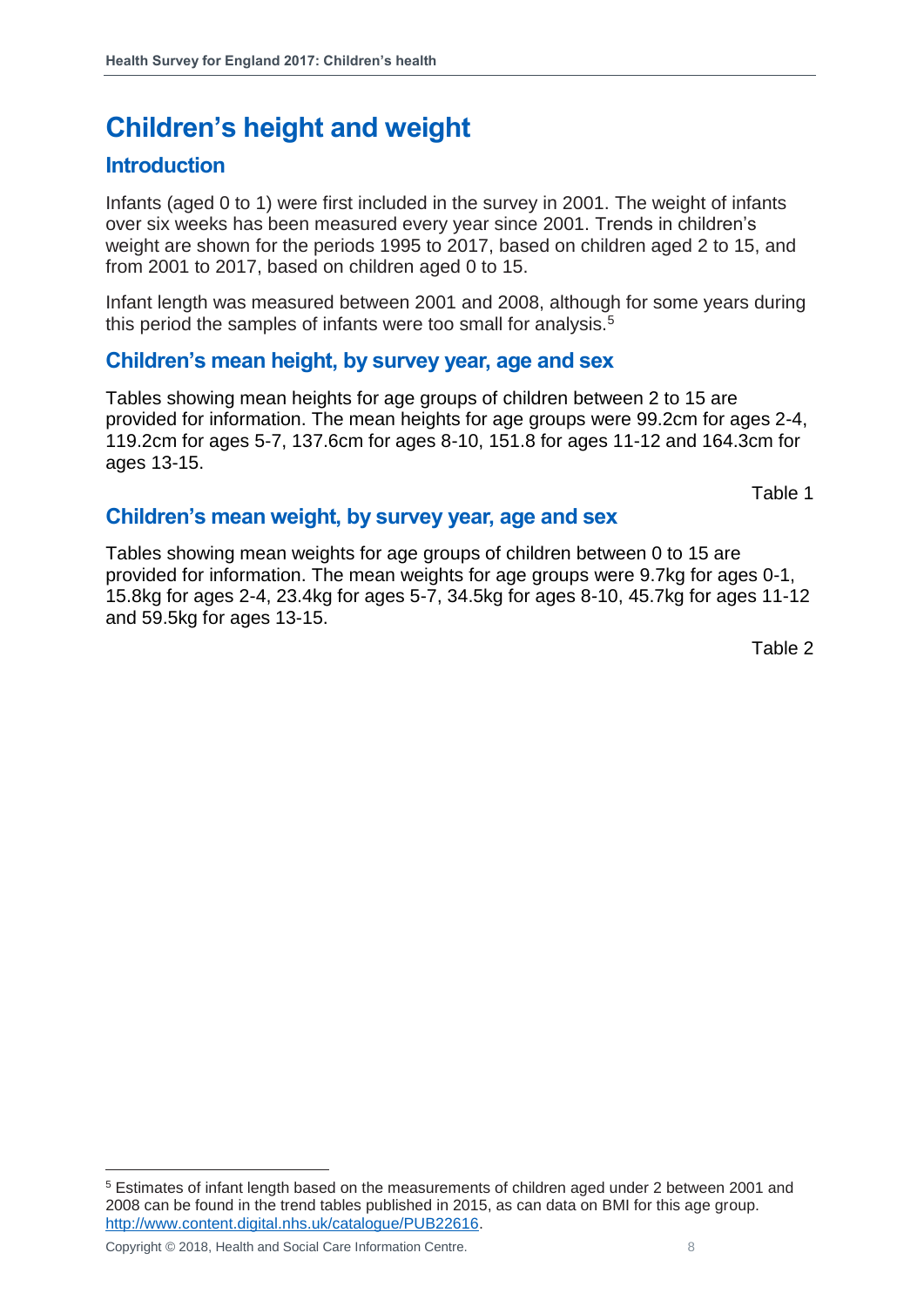# Children's height and weight

## Introduction

Infants (aged 0 to 1) were first included in the survey in 2001. The weight of infants over six weeks has been measured every year since 2001. Trends in children's weight are shown for the periods 1995 to 2017, based on children aged 2 to 15, and from 2001 to 2017, based on children aged 0 to 15.

Infant length was measured between 2001 and 2008, although for some years during this period the samples of infants were too small for analysis.[5]

## Children's mean height, by survey year, age and sex

Tables showing mean heights for age groups of children between 2 to 15 are provided for information. The mean heights for age groups were 99.2cm for ages 2-4, 119.2cm for ages 5-7, 137.6cm for ages 8-10, 151.8 for ages 11-12 and 164.3cm for ages 13-15.

Table 1

## Children's mean weight, by survey year, age and sex

Tables showing mean weights for age groups of children between 0 to 15 are provided for information. The mean weights for age groups were 9.7kg for ages 0-1, 15.8kg for ages 2-4, 23.4kg for ages 5-7, 34.5kg for ages 8-10, 45.7kg for ages 11-12 and 59.5kg for ages 13-15.

Table 2

---

[5] Estimates of infant length based on the measurements of children aged under 2 between 2001 and 2008 can be found in the trend tables published in 2015, as can data on BMI for this age group. http://www.content.digital.nhs.uk/catalogue/PUB22616.

Copyright © 2018, Health and Social Care Information Centre.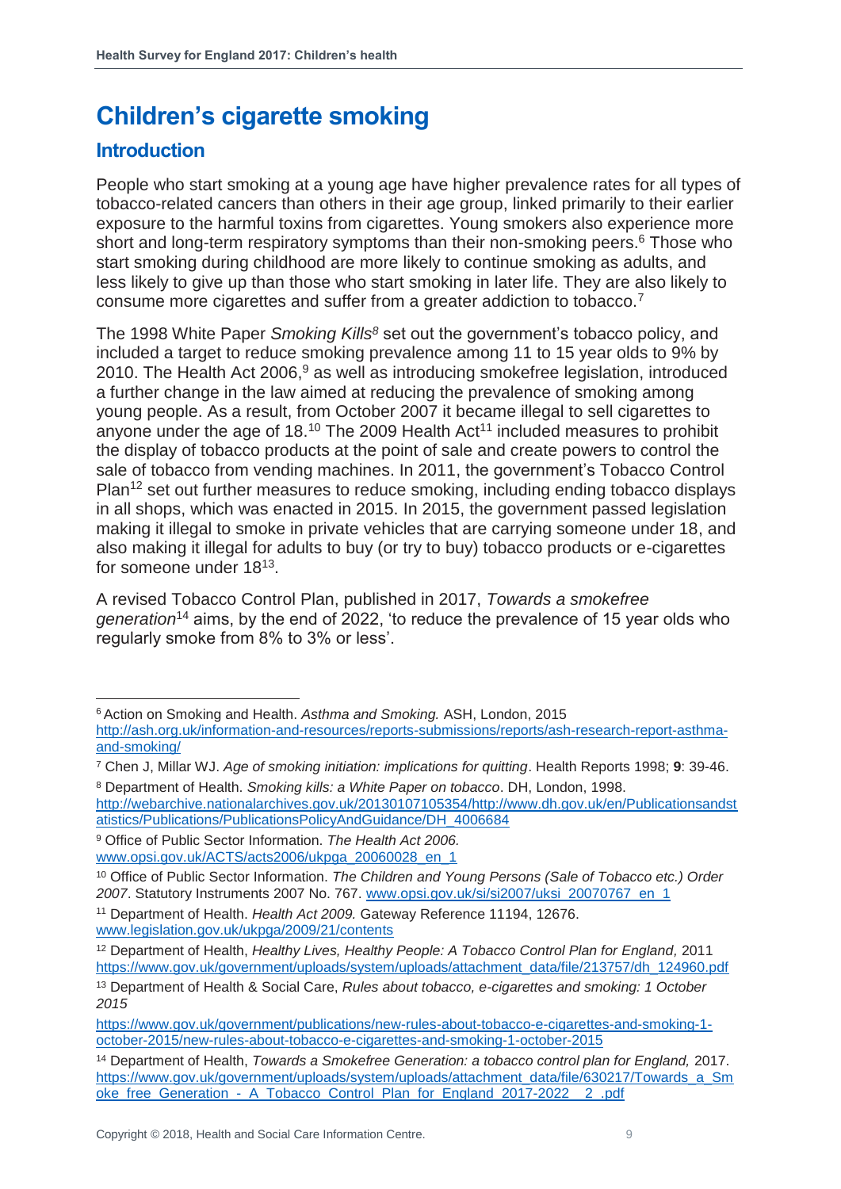# Children's cigarette smoking

## Introduction

People who start smoking at a young age have higher prevalence rates for all types of tobacco-related cancers than others in their age group, linked primarily to their earlier exposure to the harmful toxins from cigarettes. Young smokers also experience more short and long-term respiratory symptoms than their non-smoking peers.[6] Those who start smoking during childhood are more likely to continue smoking as adults, and less likely to give up than those who start smoking in later life. They are also likely to consume more cigarettes and suffer from a greater addiction to tobacco.[7]

The 1998 White Paper *Smoking Kills*[8] set out the government's tobacco policy, and included a target to reduce smoking prevalence among 11 to 15 year olds to 9% by 2010. The Health Act 2006,[9] as well as introducing smokefree legislation, introduced a further change in the law aimed at reducing the prevalence of smoking among young people. As a result, from October 2007 it became illegal to sell cigarettes to anyone under the age of 18.[10] The 2009 Health Act[11] included measures to prohibit the display of tobacco products at the point of sale and create powers to control the sale of tobacco from vending machines. In 2011, the government's Tobacco Control Plan[12] set out further measures to reduce smoking, including ending tobacco displays in all shops, which was enacted in 2015. In 2015, the government passed legislation making it illegal to smoke in private vehicles that are carrying someone under 18, and also making it illegal for adults to buy (or try to buy) tobacco products or e-cigarettes for someone under 18[13].

A revised Tobacco Control Plan, published in 2017, *Towards a smokefree generation*[14] aims, by the end of 2022, 'to reduce the prevalence of 15 year olds who regularly smoke from 8% to 3% or less'.

---

[6] Action on Smoking and Health. *Asthma and Smoking.* ASH, London, 2015 http://ash.org.uk/information-and-resources/reports-submissions/reports/ash-research-report-asthma-and-smoking/

[7] Chen J, Millar WJ. *Age of smoking initiation: implications for quitting*. Health Reports 1998; **9**: 39-46.

[8] Department of Health. *Smoking kills: a White Paper on tobacco*. DH, London, 1998. http://webarchive.nationalarchives.gov.uk/20130107105354/http://www.dh.gov.uk/en/Publicationsandstatistics/Publications/PublicationsPolicyAndGuidance/DH_4006684

[9] Office of Public Sector Information. *The Health Act 2006.* www.opsi.gov.uk/ACTS/acts2006/ukpga_20060028_en_1

[10] Office of Public Sector Information. *The Children and Young Persons (Sale of Tobacco etc.) Order 2007*. Statutory Instruments 2007 No. 767. www.opsi.gov.uk/si/si2007/uksi_20070767_en_1

[11] Department of Health. *Health Act 2009.* Gateway Reference 11194, 12676. www.legislation.gov.uk/ukpga/2009/21/contents

[12] Department of Health, *Healthy Lives, Healthy People: A Tobacco Control Plan for England,* 2011 https://www.gov.uk/government/uploads/system/uploads/attachment_data/file/213757/dh_124960.pdf

[13] Department of Health & Social Care, *Rules about tobacco, e-cigarettes and smoking: 1 October 2015*

https://www.gov.uk/government/publications/new-rules-about-tobacco-e-cigarettes-and-smoking-1-october-2015/new-rules-about-tobacco-e-cigarettes-and-smoking-1-october-2015

[14] Department of Health, *Towards a Smokefree Generation: a tobacco control plan for England,* 2017. https://www.gov.uk/government/uploads/system/uploads/attachment_data/file/630217/Towards_a_Smoke_free_Generation_-_A_Tobacco_Control_Plan_for_England_2017-2022__2_.pdf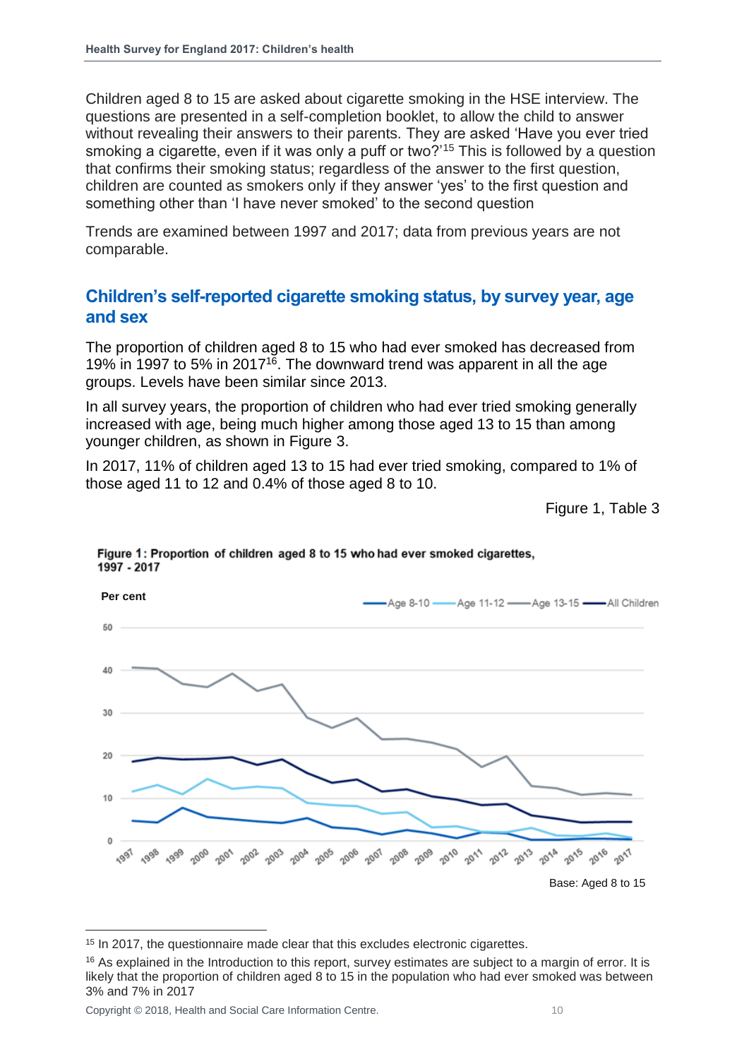Children aged 8 to 15 are asked about cigarette smoking in the HSE interview. The questions are presented in a self-completion booklet, to allow the child to answer without revealing their answers to their parents. They are asked ‘Have you ever tried smoking a cigarette, even if it was only a puff or two?’[15] This is followed by a question that confirms their smoking status; regardless of the answer to the first question, children are counted as smokers only if they answer ‘yes’ to the first question and something other than ‘I have never smoked’ to the second question

Trends are examined between 1997 and 2017; data from previous years are not comparable.

## Children’s self-reported cigarette smoking status, by survey year, age and sex

The proportion of children aged 8 to 15 who had ever smoked has decreased from 19% in 1997 to 5% in 2017[16]. The downward trend was apparent in all the age groups. Levels have been similar since 2013.

In all survey years, the proportion of children who had ever tried smoking generally increased with age, being much higher among those aged 13 to 15 than among younger children, as shown in Figure 3.

In 2017, 11% of children aged 13 to 15 had ever tried smoking, compared to 1% of those aged 11 to 12 and 0.4% of those aged 8 to 10.

Figure 1, Table 3

**Figure 1: Proportion of children aged 8 to 15 who had ever smoked cigarettes, 1997 - 2017**

Per cent

Age 8-10 | Age 11-12 | Age 13-15 | All Children

Base: Aged 8 to 15

---

[15] In 2017, the questionnaire made clear that this excludes electronic cigarettes.

[16] As explained in the Introduction to this report, survey estimates are subject to a margin of error. It is likely that the proportion of children aged 8 to 15 in the population who had ever smoked was between 3% and 7% in 2017

Copyright © 2018, Health and Social Care Information Centre.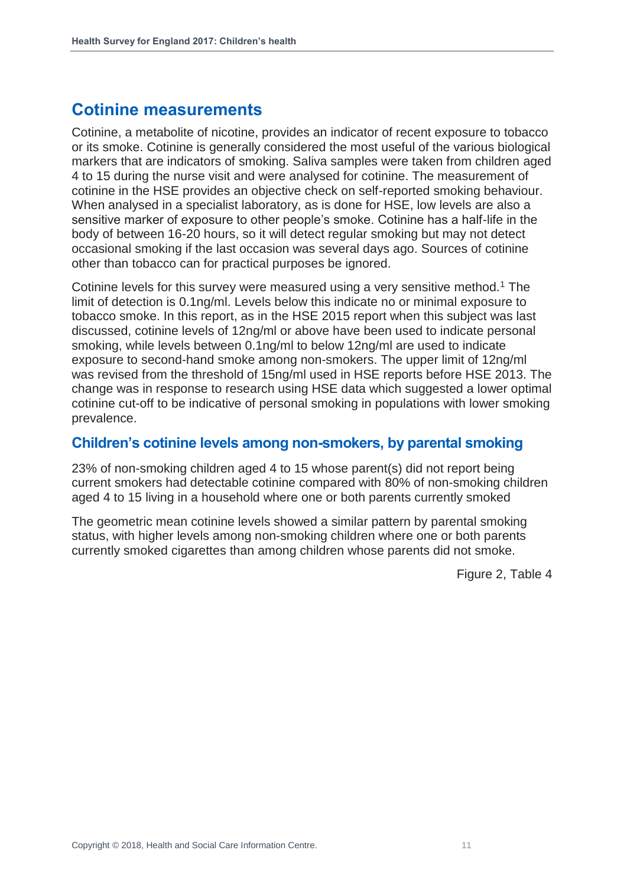## Cotinine measurements

Cotinine, a metabolite of nicotine, provides an indicator of recent exposure to tobacco or its smoke. Cotinine is generally considered the most useful of the various biological markers that are indicators of smoking. Saliva samples were taken from children aged 4 to 15 during the nurse visit and were analysed for cotinine. The measurement of cotinine in the HSE provides an objective check on self-reported smoking behaviour. When analysed in a specialist laboratory, as is done for HSE, low levels are also a sensitive marker of exposure to other people's smoke. Cotinine has a half-life in the body of between 16-20 hours, so it will detect regular smoking but may not detect occasional smoking if the last occasion was several days ago. Sources of cotinine other than tobacco can for practical purposes be ignored.

Cotinine levels for this survey were measured using a very sensitive method.[1] The limit of detection is 0.1ng/ml. Levels below this indicate no or minimal exposure to tobacco smoke. In this report, as in the HSE 2015 report when this subject was last discussed, cotinine levels of 12ng/ml or above have been used to indicate personal smoking, while levels between 0.1ng/ml to below 12ng/ml are used to indicate exposure to second-hand smoke among non-smokers. The upper limit of 12ng/ml was revised from the threshold of 15ng/ml used in HSE reports before HSE 2013. The change was in response to research using HSE data which suggested a lower optimal cotinine cut-off to be indicative of personal smoking in populations with lower smoking prevalence.

### Children's cotinine levels among non-smokers, by parental smoking

23% of non-smoking children aged 4 to 15 whose parent(s) did not report being current smokers had detectable cotinine compared with 80% of non-smoking children aged 4 to 15 living in a household where one or both parents currently smoked

The geometric mean cotinine levels showed a similar pattern by parental smoking status, with higher levels among non-smoking children where one or both parents currently smoked cigarettes than among children whose parents did not smoke.

Figure 2, Table 4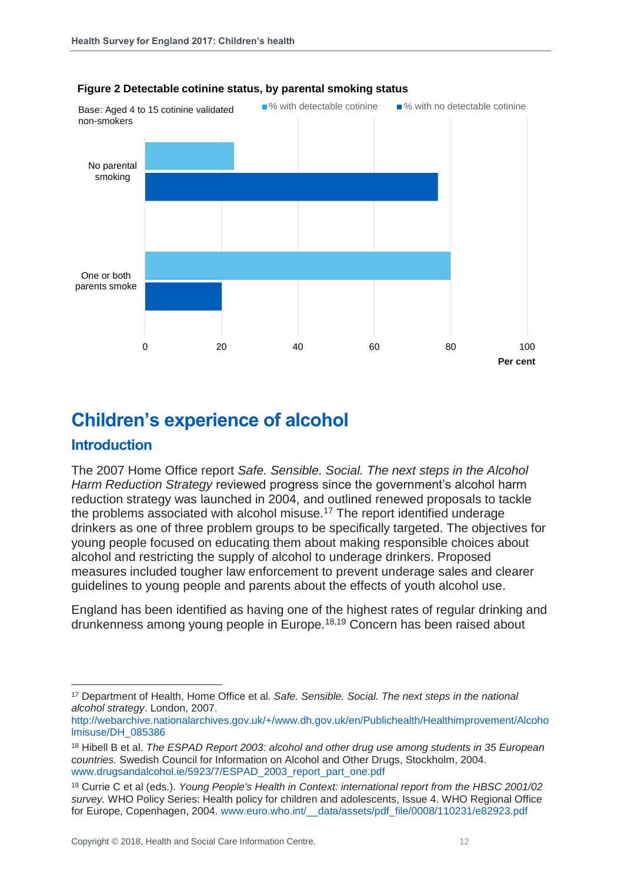**Figure 2 Detectable cotinine status, by parental smoking status**

Base: Aged 4 to 15 cotinine validated non-smokers

# Children's experience of alcohol

## Introduction

The 2007 Home Office report *Safe. Sensible. Social. The next steps in the Alcohol Harm Reduction Strategy* reviewed progress since the government's alcohol harm reduction strategy was launched in 2004, and outlined renewed proposals to tackle the problems associated with alcohol misuse.[17] The report identified underage drinkers as one of three problem groups to be specifically targeted. The objectives for young people focused on educating them about making responsible choices about alcohol and restricting the supply of alcohol to underage drinkers. Proposed measures included tougher law enforcement to prevent underage sales and clearer guidelines to young people and parents about the effects of youth alcohol use.

England has been identified as having one of the highest rates of regular drinking and drunkenness among young people in Europe.[18,19] Concern has been raised about

---

[17] Department of Health, Home Office et al. *Safe. Sensible. Social. The next steps in the national alcohol strategy*. London, 2007. http://webarchive.nationalarchives.gov.uk/+/www.dh.gov.uk/en/Publichealth/Healthimprovement/Alcoholmisuse/DH_085386

[18] Hibell B et al. *The ESPAD Report 2003: alcohol and other drug use among students in 35 European countries.* Swedish Council for Information on Alcohol and Other Drugs, Stockholm, 2004. www.drugsandalcohol.ie/5923/7/ESPAD_2003_report_part_one.pdf

[19] Currie C et al (eds.). *Young People's Health in Context: international report from the HBSC 2001/02 survey*. WHO Policy Series: Health policy for children and adolescents, Issue 4. WHO Regional Office for Europe, Copenhagen, 2004. www.euro.who.int/__data/assets/pdf_file/0008/110231/e82923.pdf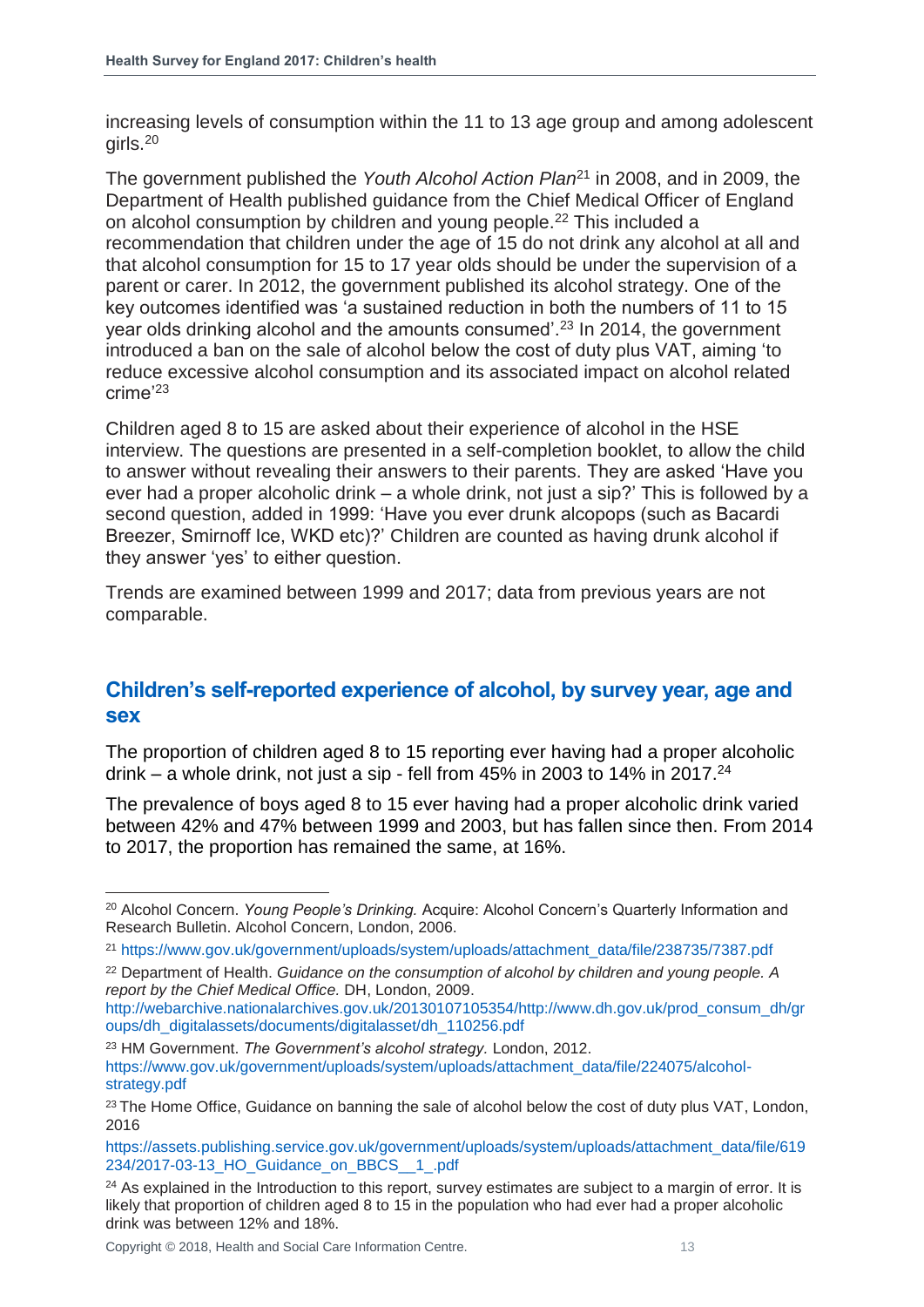increasing levels of consumption within the 11 to 13 age group and among adolescent girls.[20]

The government published the *Youth Alcohol Action Plan*[21] in 2008, and in 2009, the Department of Health published guidance from the Chief Medical Officer of England on alcohol consumption by children and young people.[22] This included a recommendation that children under the age of 15 do not drink any alcohol at all and that alcohol consumption for 15 to 17 year olds should be under the supervision of a parent or carer. In 2012, the government published its alcohol strategy. One of the key outcomes identified was 'a sustained reduction in both the numbers of 11 to 15 year olds drinking alcohol and the amounts consumed'.[23] In 2014, the government introduced a ban on the sale of alcohol below the cost of duty plus VAT, aiming 'to reduce excessive alcohol consumption and its associated impact on alcohol related crime'[23]

Children aged 8 to 15 are asked about their experience of alcohol in the HSE interview. The questions are presented in a self-completion booklet, to allow the child to answer without revealing their answers to their parents. They are asked 'Have you ever had a proper alcoholic drink – a whole drink, not just a sip?' This is followed by a second question, added in 1999: 'Have you ever drunk alcopops (such as Bacardi Breezer, Smirnoff Ice, WKD etc)?' Children are counted as having drunk alcohol if they answer 'yes' to either question.

Trends are examined between 1999 and 2017; data from previous years are not comparable.

## Children's self-reported experience of alcohol, by survey year, age and sex

The proportion of children aged 8 to 15 reporting ever having had a proper alcoholic drink – a whole drink, not just a sip - fell from 45% in 2003 to 14% in 2017.[24]

The prevalence of boys aged 8 to 15 ever having had a proper alcoholic drink varied between 42% and 47% between 1999 and 2003, but has fallen since then. From 2014 to 2017, the proportion has remained the same, at 16%.

---

[20] Alcohol Concern. *Young People's Drinking.* Acquire: Alcohol Concern's Quarterly Information and Research Bulletin. Alcohol Concern, London, 2006.

[21] https://www.gov.uk/government/uploads/system/uploads/attachment_data/file/238735/7387.pdf

[22] Department of Health. *Guidance on the consumption of alcohol by children and young people. A report by the Chief Medical Office.* DH, London, 2009. http://webarchive.nationalarchives.gov.uk/20130107105354/http://www.dh.gov.uk/prod_consum_dh/groups/dh_digitalassets/documents/digitalasset/dh_110256.pdf

[23] HM Government. *The Government's alcohol strategy.* London, 2012. https://www.gov.uk/government/uploads/system/uploads/attachment_data/file/224075/alcohol-strategy.pdf

[23] The Home Office, Guidance on banning the sale of alcohol below the cost of duty plus VAT, London, 2016

https://assets.publishing.service.gov.uk/government/uploads/system/uploads/attachment_data/file/619234/2017-03-13_HO_Guidance_on_BBCS__1_.pdf

[24] As explained in the Introduction to this report, survey estimates are subject to a margin of error. It is likely that proportion of children aged 8 to 15 in the population who had ever had a proper alcoholic drink was between 12% and 18%.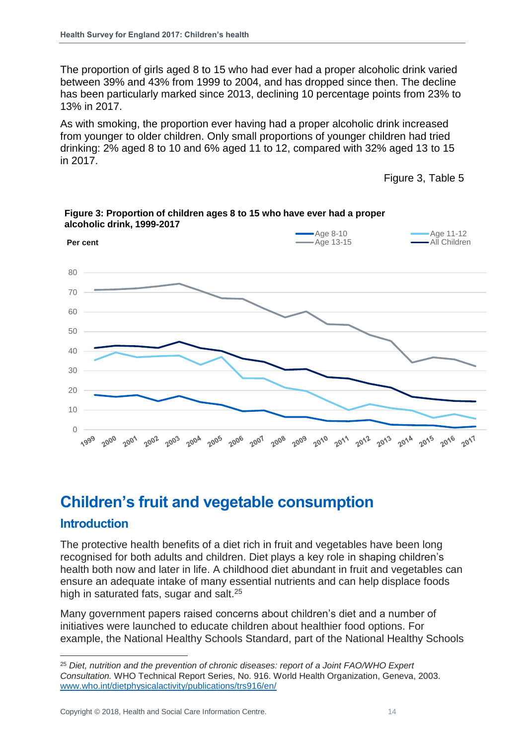The proportion of girls aged 8 to 15 who had ever had a proper alcoholic drink varied between 39% and 43% from 1999 to 2004, and has dropped since then. The decline has been particularly marked since 2013, declining 10 percentage points from 23% to 13% in 2017.

As with smoking, the proportion ever having had a proper alcoholic drink increased from younger to older children. Only small proportions of younger children had tried drinking: 2% aged 8 to 10 and 6% aged 11 to 12, compared with 32% aged 13 to 15 in 2017.

Figure 3, Table 5

**Figure 3: Proportion of children ages 8 to 15 who have ever had a proper alcoholic drink, 1999-2017**

# Children's fruit and vegetable consumption

## Introduction

The protective health benefits of a diet rich in fruit and vegetables have been long recognised for both adults and children. Diet plays a key role in shaping children's health both now and later in life. A childhood diet abundant in fruit and vegetables can ensure an adequate intake of many essential nutrients and can help displace foods high in saturated fats, sugar and salt.[25]

Many government papers raised concerns about children's diet and a number of initiatives were launched to educate children about healthier food options. For example, the National Healthy Schools Standard, part of the National Healthy Schools

---

[25] *Diet, nutrition and the prevention of chronic diseases: report of a Joint FAO/WHO Expert Consultation.* WHO Technical Report Series, No. 916. World Health Organization, Geneva, 2003. www.who.int/dietphysicalactivity/publications/trs916/en/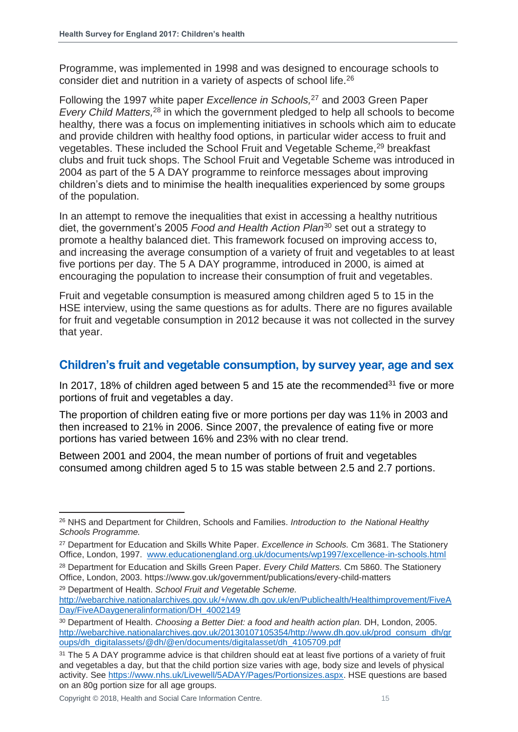Programme, was implemented in 1998 and was designed to encourage schools to consider diet and nutrition in a variety of aspects of school life.[26]

Following the 1997 white paper *Excellence in Schools,*[27] and 2003 Green Paper *Every Child Matters,*[28] in which the government pledged to help all schools to become healthy*,* there was a focus on implementing initiatives in schools which aim to educate and provide children with healthy food options, in particular wider access to fruit and vegetables. These included the School Fruit and Vegetable Scheme,[29] breakfast clubs and fruit tuck shops. The School Fruit and Vegetable Scheme was introduced in 2004 as part of the 5 A DAY programme to reinforce messages about improving children's diets and to minimise the health inequalities experienced by some groups of the population.

In an attempt to remove the inequalities that exist in accessing a healthy nutritious diet, the government's 2005 *Food and Health Action Plan*[30] set out a strategy to promote a healthy balanced diet. This framework focused on improving access to, and increasing the average consumption of a variety of fruit and vegetables to at least five portions per day. The 5 A DAY programme, introduced in 2000, is aimed at encouraging the population to increase their consumption of fruit and vegetables.

Fruit and vegetable consumption is measured among children aged 5 to 15 in the HSE interview, using the same questions as for adults. There are no figures available for fruit and vegetable consumption in 2012 because it was not collected in the survey that year.

## Children's fruit and vegetable consumption, by survey year, age and sex

In 2017, 18% of children aged between 5 and 15 ate the recommended[31] five or more portions of fruit and vegetables a day.

The proportion of children eating five or more portions per day was 11% in 2003 and then increased to 21% in 2006. Since 2007, the prevalence of eating five or more portions has varied between 16% and 23% with no clear trend.

Between 2001 and 2004, the mean number of portions of fruit and vegetables consumed among children aged 5 to 15 was stable between 2.5 and 2.7 portions.

---

[26] NHS and Department for Children, Schools and Families. *Introduction to the National Healthy Schools Programme.*

[27] Department for Education and Skills White Paper. *Excellence in Schools.* Cm 3681. The Stationery Office, London, 1997. www.educationengland.org.uk/documents/wp1997/excellence-in-schools.html

[28] Department for Education and Skills Green Paper. *Every Child Matters.* Cm 5860. The Stationery Office, London, 2003. https://www.gov.uk/government/publications/every-child-matters

[29] Department of Health. *School Fruit and Vegetable Scheme.* http://webarchive.nationalarchives.gov.uk/+/www.dh.gov.uk/en/Publichealth/Healthimprovement/FiveADay/FiveADaygeneralinformation/DH_4002149

[30] Department of Health. *Choosing a Better Diet: a food and health action plan.* DH, London, 2005. http://webarchive.nationalarchives.gov.uk/20130107105354/http://www.dh.gov.uk/prod_consum_dh/groups/dh_digitalassets/@dh/@en/documents/digitalasset/dh_4105709.pdf

[31] The 5 A DAY programme advice is that children should eat at least five portions of a variety of fruit and vegetables a day, but that the child portion size varies with age, body size and levels of physical activity. See https://www.nhs.uk/Livewell/5ADAY/Pages/Portionsizes.aspx. HSE questions are based on an 80g portion size for all age groups.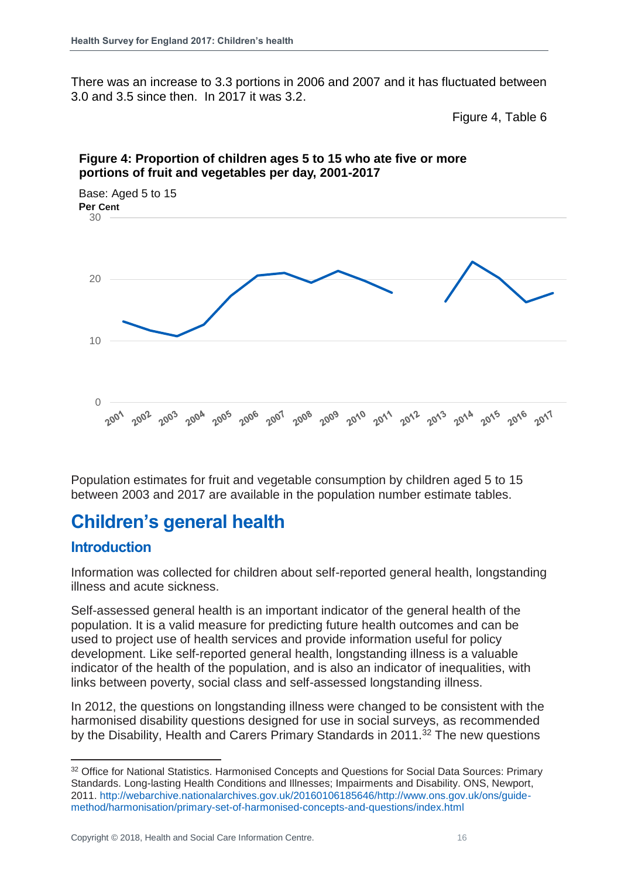There was an increase to 3.3 portions in 2006 and 2007 and it has fluctuated between 3.0 and 3.5 since then. In 2017 it was 3.2.

Figure 4, Table 6

**Figure 4: Proportion of children ages 5 to 15 who ate five or more portions of fruit and vegetables per day, 2001-2017**

Base: Aged 5 to 15

Population estimates for fruit and vegetable consumption by children aged 5 to 15 between 2003 and 2017 are available in the population number estimate tables.

# Children's general health

## Introduction

Information was collected for children about self-reported general health, longstanding illness and acute sickness.

Self-assessed general health is an important indicator of the general health of the population. It is a valid measure for predicting future health outcomes and can be used to project use of health services and provide information useful for policy development. Like self-reported general health, longstanding illness is a valuable indicator of the health of the population, and is also an indicator of inequalities, with links between poverty, social class and self-assessed longstanding illness.

In 2012, the questions on longstanding illness were changed to be consistent with the harmonised disability questions designed for use in social surveys, as recommended by the Disability, Health and Carers Primary Standards in 2011.[32] The new questions

[32] Office for National Statistics. Harmonised Concepts and Questions for Social Data Sources: Primary Standards. Long-lasting Health Conditions and Illnesses; Impairments and Disability. ONS, Newport, 2011. http://webarchive.nationalarchives.gov.uk/20160106185646/http://www.ons.gov.uk/ons/guide-method/harmonisation/primary-set-of-harmonised-concepts-and-questions/index.html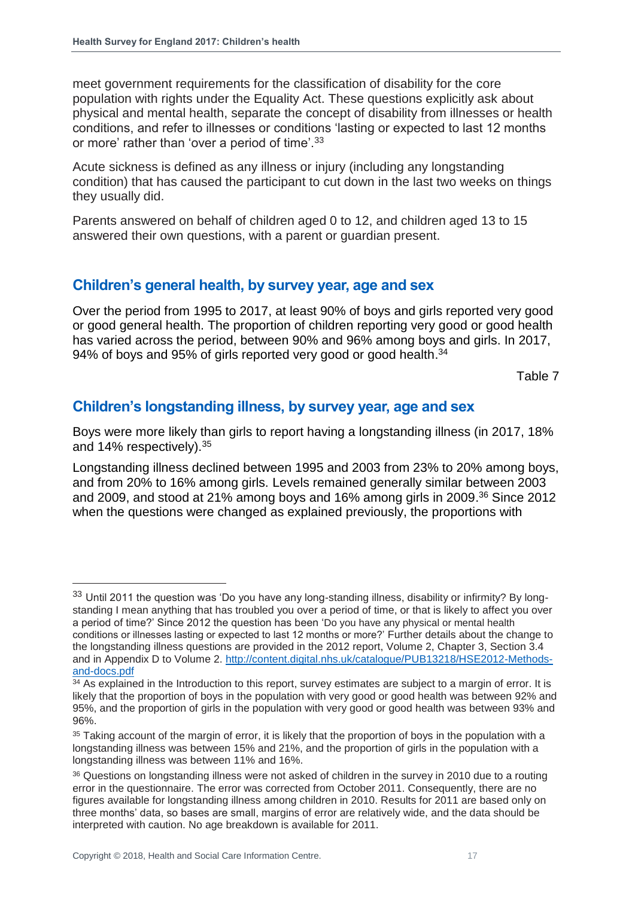meet government requirements for the classification of disability for the core population with rights under the Equality Act. These questions explicitly ask about physical and mental health, separate the concept of disability from illnesses or health conditions, and refer to illnesses or conditions 'lasting or expected to last 12 months or more' rather than 'over a period of time'.[33]

Acute sickness is defined as any illness or injury (including any longstanding condition) that has caused the participant to cut down in the last two weeks on things they usually did.

Parents answered on behalf of children aged 0 to 12, and children aged 13 to 15 answered their own questions, with a parent or guardian present.

## Children's general health, by survey year, age and sex

Over the period from 1995 to 2017, at least 90% of boys and girls reported very good or good general health. The proportion of children reporting very good or good health has varied across the period, between 90% and 96% among boys and girls. In 2017, 94% of boys and 95% of girls reported very good or good health.[34]

Table 7

## Children's longstanding illness, by survey year, age and sex

Boys were more likely than girls to report having a longstanding illness (in 2017, 18% and 14% respectively).[35]

Longstanding illness declined between 1995 and 2003 from 23% to 20% among boys, and from 20% to 16% among girls. Levels remained generally similar between 2003 and 2009, and stood at 21% among boys and 16% among girls in 2009.[36] Since 2012 when the questions were changed as explained previously, the proportions with

---

[33] Until 2011 the question was 'Do you have any long-standing illness, disability or infirmity? By long-standing I mean anything that has troubled you over a period of time, or that is likely to affect you over a period of time?' Since 2012 the question has been 'Do you have any physical or mental health conditions or illnesses lasting or expected to last 12 months or more?' Further details about the change to the longstanding illness questions are provided in the 2012 report, Volume 2, Chapter 3, Section 3.4 and in Appendix D to Volume 2. http://content.digital.nhs.uk/catalogue/PUB13218/HSE2012-Methods-and-docs.pdf

[34] As explained in the Introduction to this report, survey estimates are subject to a margin of error. It is likely that the proportion of boys in the population with very good or good health was between 92% and 95%, and the proportion of girls in the population with very good or good health was between 93% and 96%.

[35] Taking account of the margin of error, it is likely that the proportion of boys in the population with a longstanding illness was between 15% and 21%, and the proportion of girls in the population with a longstanding illness was between 11% and 16%.

[36] Questions on longstanding illness were not asked of children in the survey in 2010 due to a routing error in the questionnaire. The error was corrected from October 2011. Consequently, there are no figures available for longstanding illness among children in 2010. Results for 2011 are based only on three months' data, so bases are small, margins of error are relatively wide, and the data should be interpreted with caution. No age breakdown is available for 2011.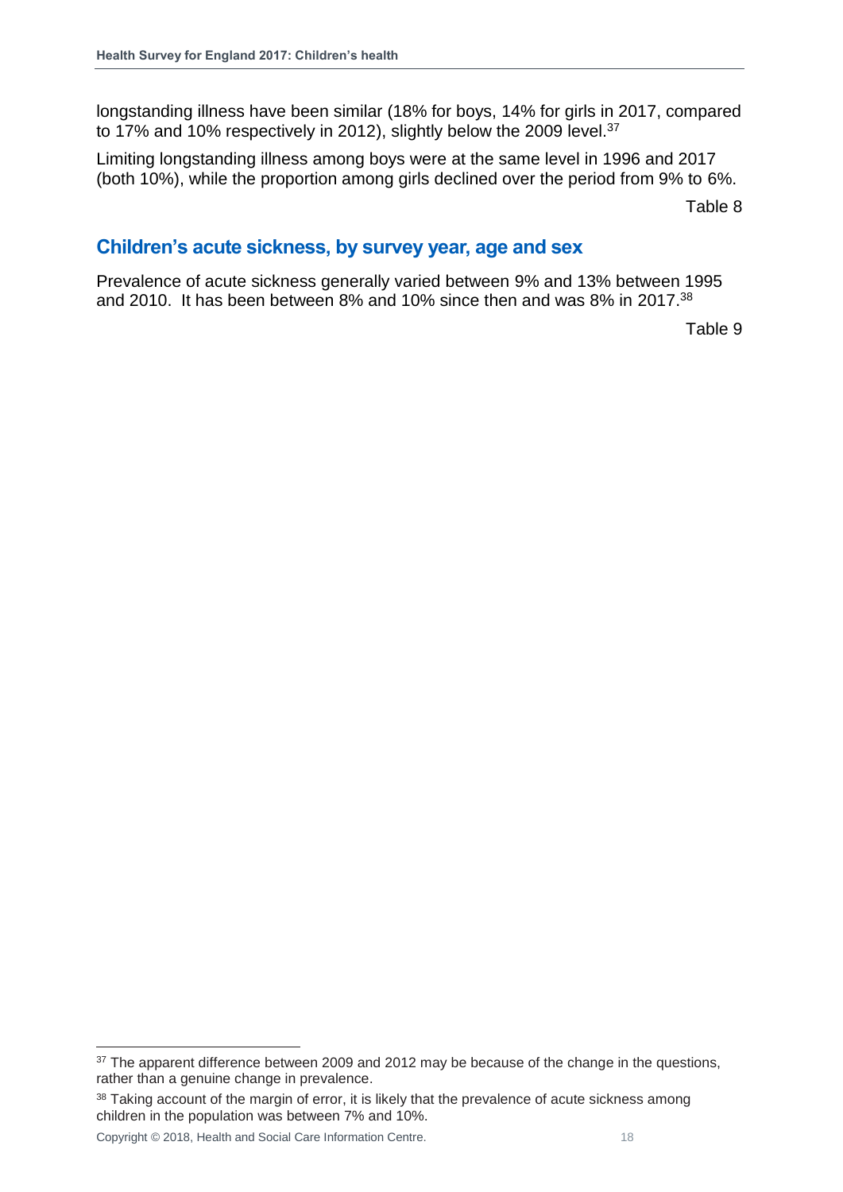longstanding illness have been similar (18% for boys, 14% for girls in 2017, compared to 17% and 10% respectively in 2012), slightly below the 2009 level.[37]

Limiting longstanding illness among boys were at the same level in 1996 and 2017 (both 10%), while the proportion among girls declined over the period from 9% to 6%.

Table 8

## Children's acute sickness, by survey year, age and sex

Prevalence of acute sickness generally varied between 9% and 13% between 1995 and 2010. It has been between 8% and 10% since then and was 8% in 2017.[38]

Table 9

---

[37] The apparent difference between 2009 and 2012 may be because of the change in the questions, rather than a genuine change in prevalence.

[38] Taking account of the margin of error, it is likely that the prevalence of acute sickness among children in the population was between 7% and 10%.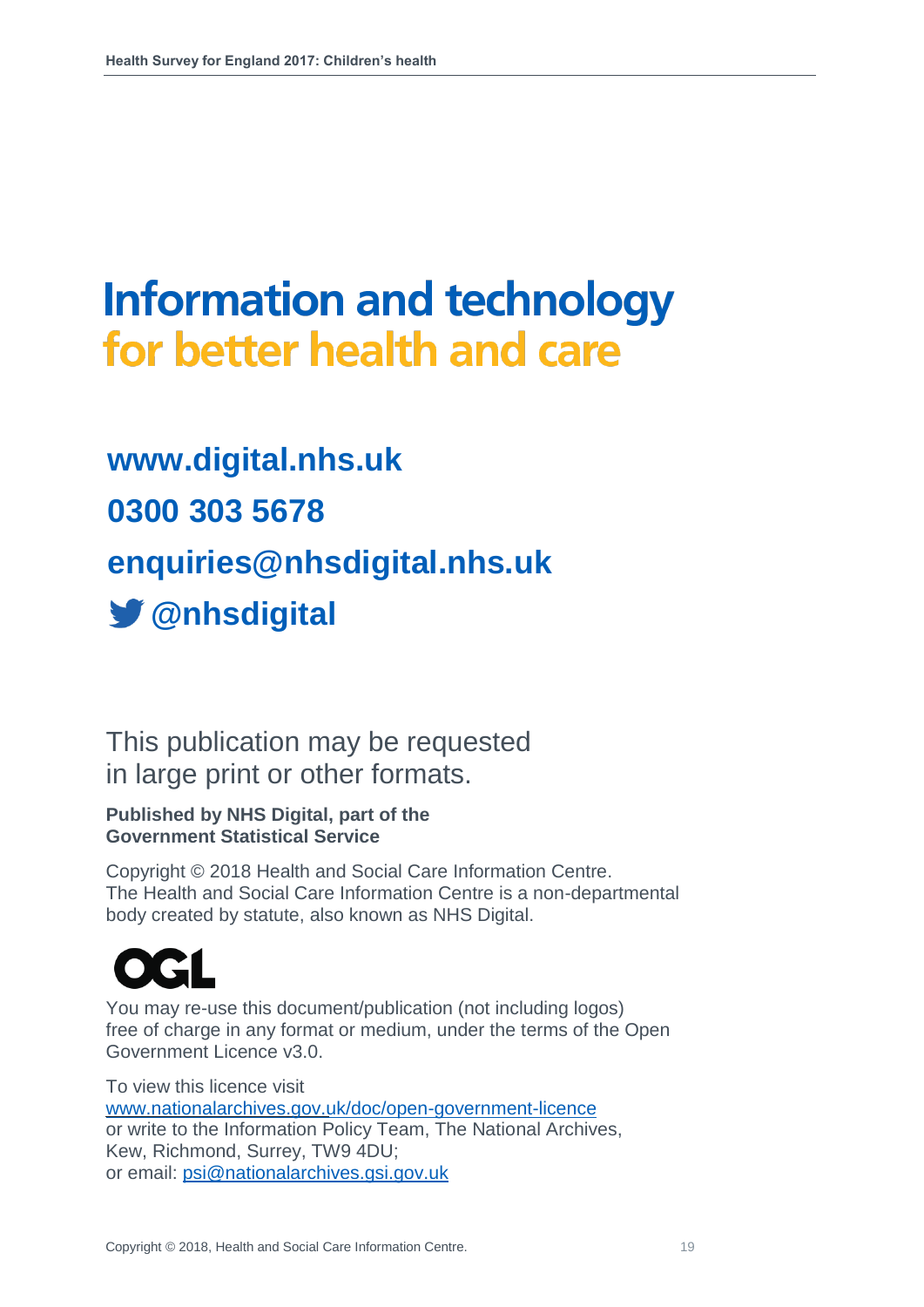# Information and technology for better health and care

**www.digital.nhs.uk**

**0300 303 5678**

**enquiries@nhsdigital.nhs.uk**

**@nhsdigital**

This publication may be requested in large print or other formats.

**Published by NHS Digital, part of the Government Statistical Service**

Copyright © 2018 Health and Social Care Information Centre. The Health and Social Care Information Centre is a non-departmental body created by statute, also known as NHS Digital.

OGL

You may re-use this document/publication (not including logos) free of charge in any format or medium, under the terms of the Open Government Licence v3.0.

To view this licence visit [www.nationalarchives.gov.uk/doc/open-government-licence](www.nationalarchives.gov.uk/doc/open-government-licence) or write to the Information Policy Team, The National Archives, Kew, Richmond, Surrey, TW9 4DU;
or email: [psi@nationalarchives.gsi.gov.uk](mailto:psi@nationalarchives.gsi.gov.uk)